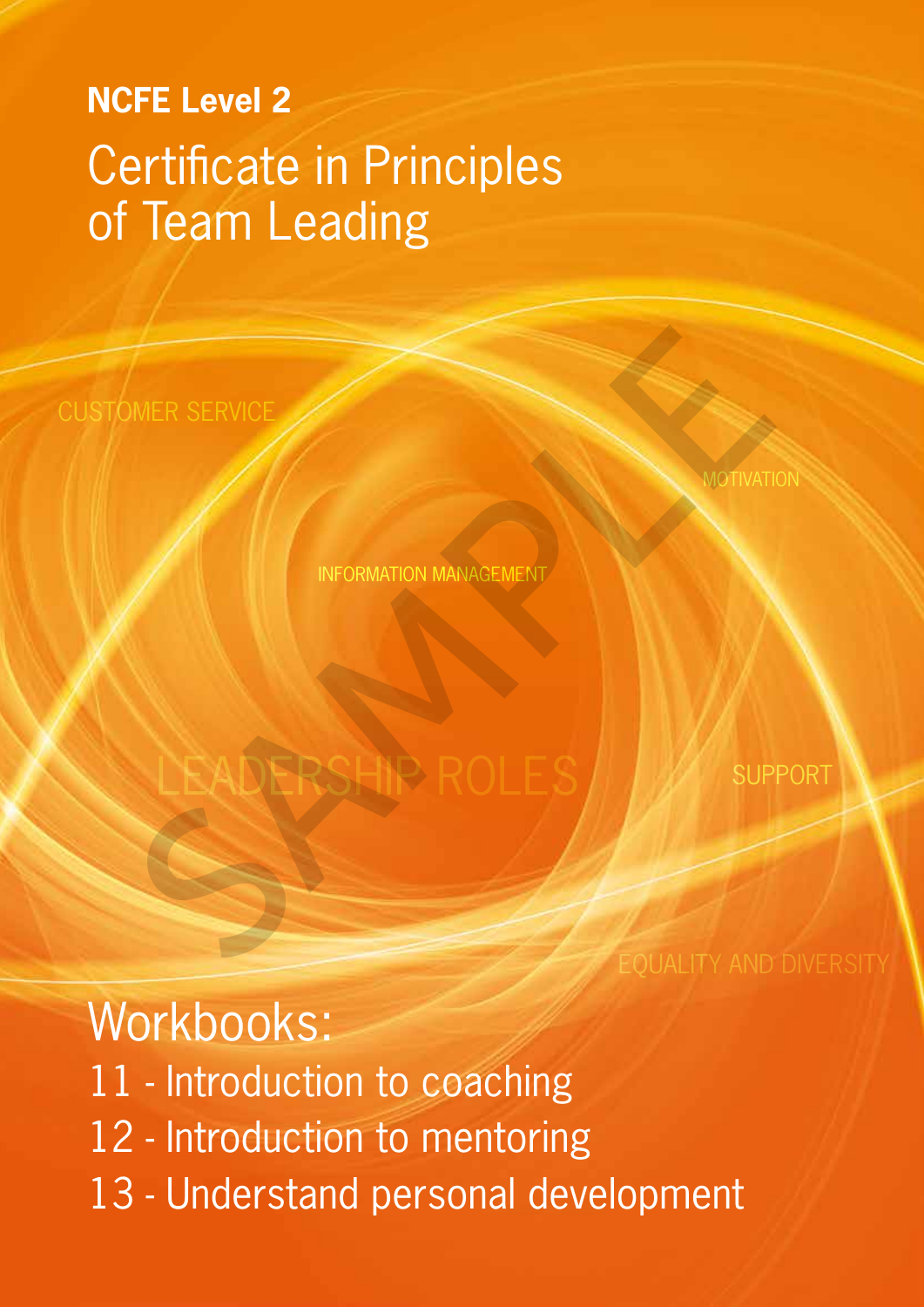**NCFE Level 2**

# Certificate in Principles of Team Leading

CUSTOMER SERVICE

MOTIVATION

INFORMATION MANAGEMENT

LEADERSHIP ROLES

SUPPORT

EQUALITY AND DIVERSITY

SAMPLE

## Workbooks:

11 - Introduction to coaching

12 - Introduction to mentoring

13 - Understand personal development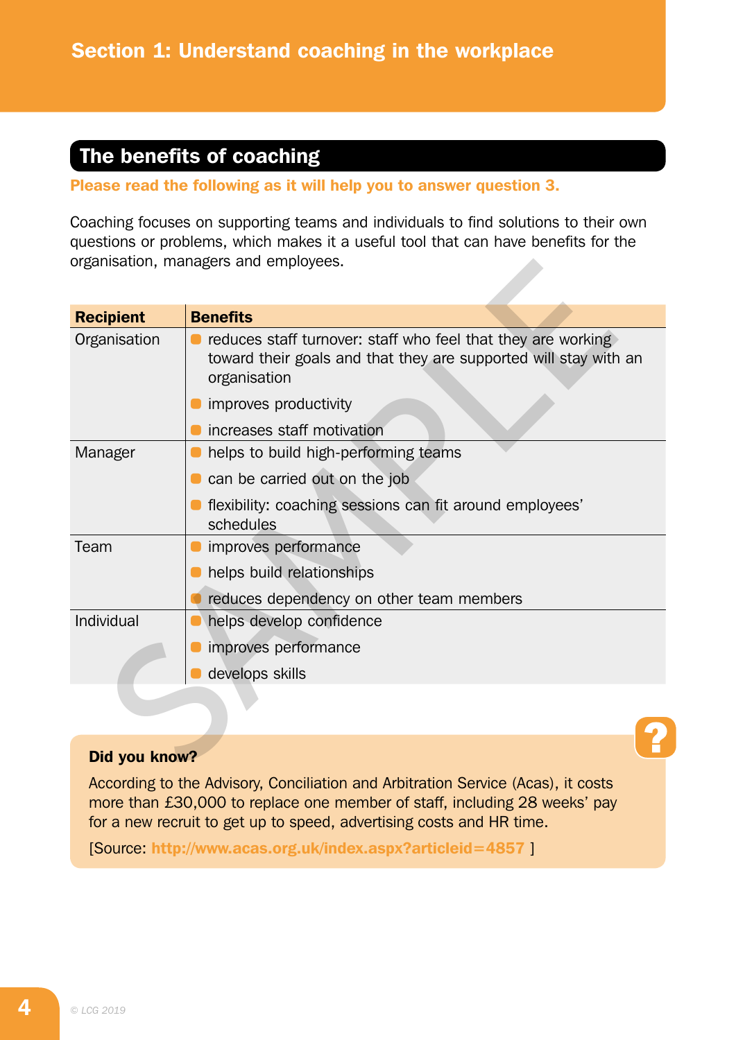## Section 1: Understand coaching in the workplace

## The benefits of coaching

**Please read the following as it will help you to answer question 3.**

Coaching focuses on supporting teams and individuals to find solutions to their own questions or problems, which makes it a useful tool that can have benefits for the organisation, managers and employees.

| Recipient | Benefits |
|---|---|
| Organisation | • reduces staff turnover: staff who feel that they are working toward their goals and that they are supported will stay with an organisation<br>• improves productivity<br>• increases staff motivation |
| Manager | • helps to build high-performing teams<br>• can be carried out on the job<br>• flexibility: coaching sessions can fit around employees' schedules |
| Team | • improves performance<br>• helps build relationships<br>• reduces dependency on other team members |
| Individual | • helps develop confidence<br>• improves performance<br>• develops skills |

**Did you know?**

According to the Advisory, Conciliation and Arbitration Service (Acas), it costs more than £30,000 to replace one member of staff, including 28 weeks' pay for a new recruit to get up to speed, advertising costs and HR time.

[Source: **http://www.acas.org.uk/index.aspx?articleid=4857** ]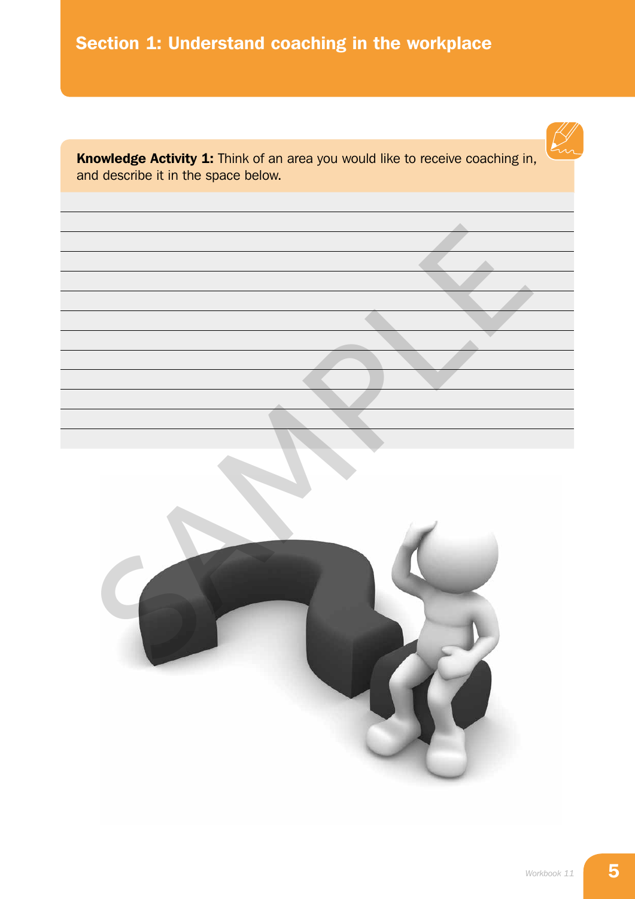## Section 1: Understand coaching in the workplace

**Knowledge Activity 1:** Think of an area you would like to receive coaching in, and describe it in the space below.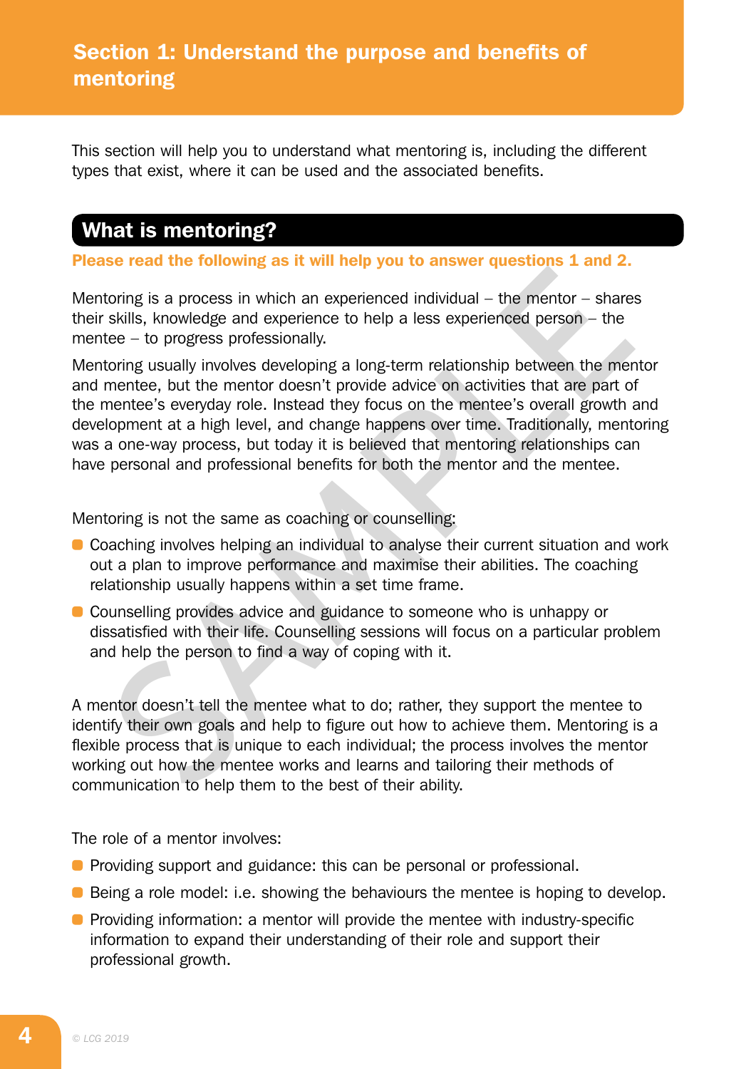## Section 1: Understand the purpose and benefits of mentoring

This section will help you to understand what mentoring is, including the different types that exist, where it can be used and the associated benefits.

### What is mentoring?

**Please read the following as it will help you to answer questions 1 and 2.**

Mentoring is a process in which an experienced individual – the mentor – shares their skills, knowledge and experience to help a less experienced person – the mentee – to progress professionally.

Mentoring usually involves developing a long-term relationship between the mentor and mentee, but the mentor doesn't provide advice on activities that are part of the mentee's everyday role. Instead they focus on the mentee's overall growth and development at a high level, and change happens over time. Traditionally, mentoring was a one-way process, but today it is believed that mentoring relationships can have personal and professional benefits for both the mentor and the mentee.

Mentoring is not the same as coaching or counselling:

- Coaching involves helping an individual to analyse their current situation and work out a plan to improve performance and maximise their abilities. The coaching relationship usually happens within a set time frame.
- Counselling provides advice and guidance to someone who is unhappy or dissatisfied with their life. Counselling sessions will focus on a particular problem and help the person to find a way of coping with it.

A mentor doesn't tell the mentee what to do; rather, they support the mentee to identify their own goals and help to figure out how to achieve them. Mentoring is a flexible process that is unique to each individual; the process involves the mentor working out how the mentee works and learns and tailoring their methods of communication to help them to the best of their ability.

The role of a mentor involves:

- Providing support and guidance: this can be personal or professional.
- Being a role model: i.e. showing the behaviours the mentee is hoping to develop.
- Providing information: a mentor will provide the mentee with industry-specific information to expand their understanding of their role and support their professional growth.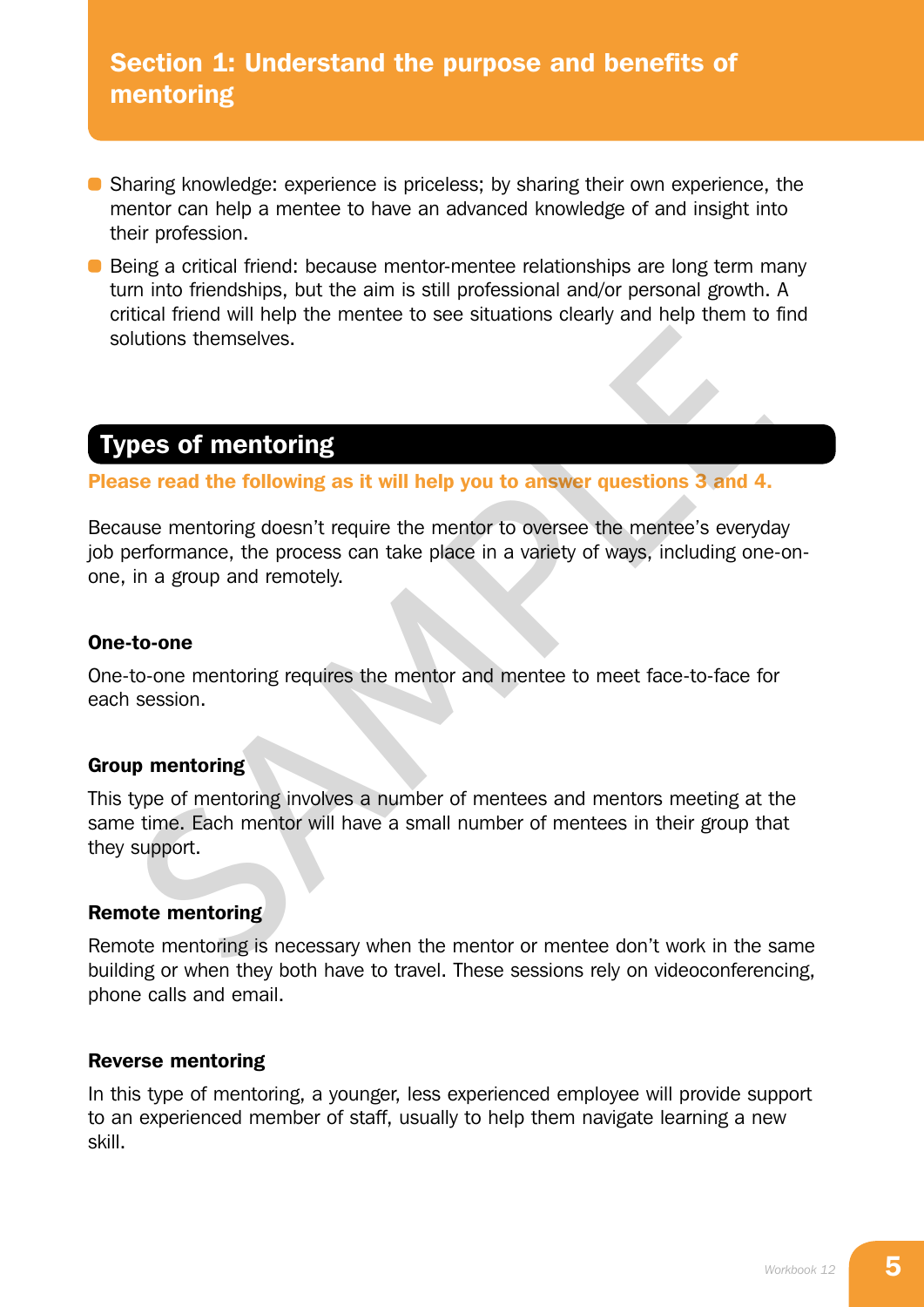## Section 1: Understand the purpose and benefits of mentoring

- Sharing knowledge: experience is priceless; by sharing their own experience, the mentor can help a mentee to have an advanced knowledge of and insight into their profession.
- Being a critical friend: because mentor-mentee relationships are long term many turn into friendships, but the aim is still professional and/or personal growth. A critical friend will help the mentee to see situations clearly and help them to find solutions themselves.

## Types of mentoring

**Please read the following as it will help you to answer questions 3 and 4.**

Because mentoring doesn't require the mentor to oversee the mentee's everyday job performance, the process can take place in a variety of ways, including one-on-one, in a group and remotely.

### One-to-one

One-to-one mentoring requires the mentor and mentee to meet face-to-face for each session.

### Group mentoring

This type of mentoring involves a number of mentees and mentors meeting at the same time. Each mentor will have a small number of mentees in their group that they support.

### Remote mentoring

Remote mentoring is necessary when the mentor or mentee don't work in the same building or when they both have to travel. These sessions rely on videoconferencing, phone calls and email.

### Reverse mentoring

In this type of mentoring, a younger, less experienced employee will provide support to an experienced member of staff, usually to help them navigate learning a new skill.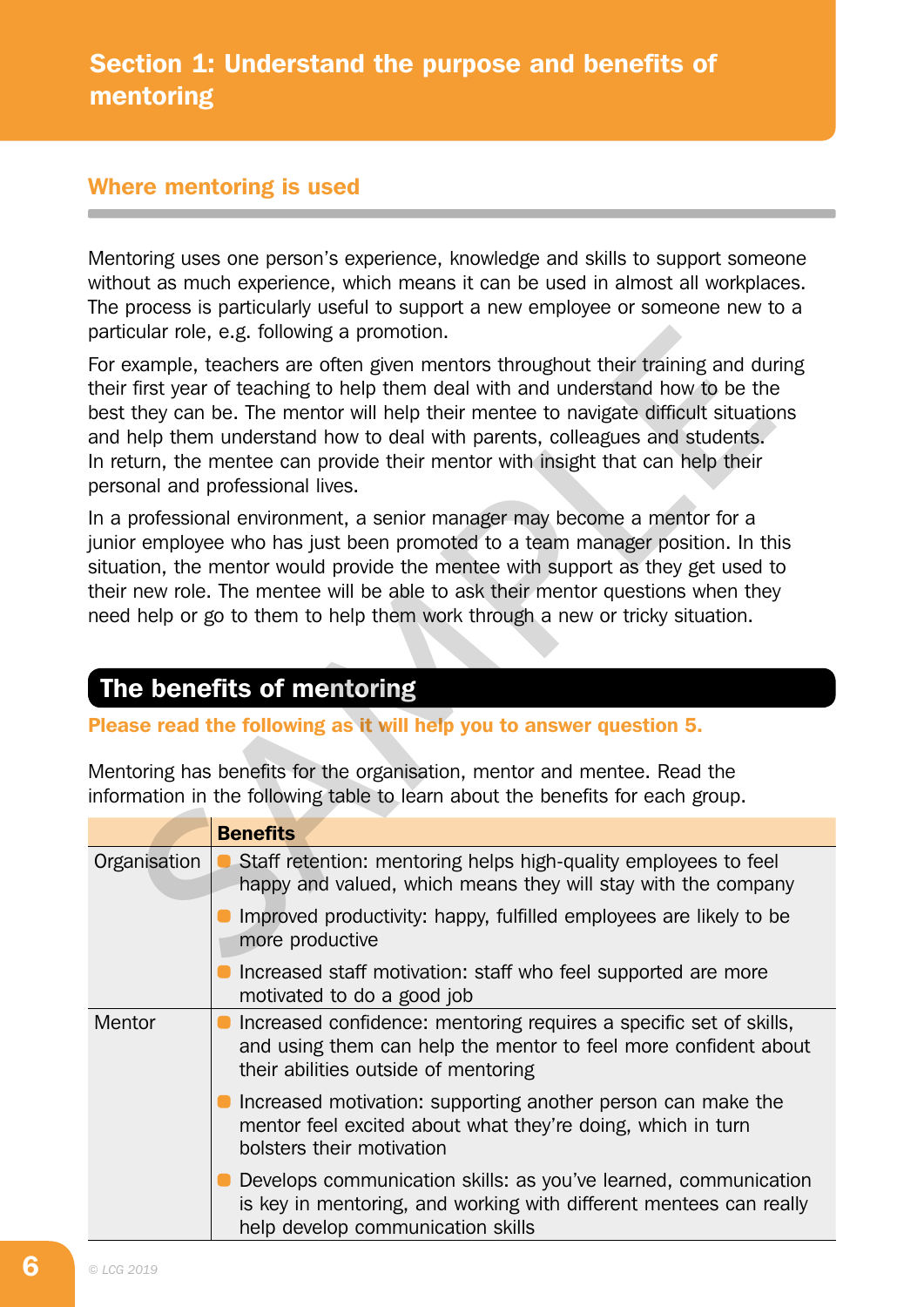# Section 1: Understand the purpose and benefits of mentoring

## Where mentoring is used

Mentoring uses one person's experience, knowledge and skills to support someone without as much experience, which means it can be used in almost all workplaces. The process is particularly useful to support a new employee or someone new to a particular role, e.g. following a promotion.

For example, teachers are often given mentors throughout their training and during their first year of teaching to help them deal with and understand how to be the best they can be. The mentor will help their mentee to navigate difficult situations and help them understand how to deal with parents, colleagues and students. In return, the mentee can provide their mentor with insight that can help their personal and professional lives.

In a professional environment, a senior manager may become a mentor for a junior employee who has just been promoted to a team manager position. In this situation, the mentor would provide the mentee with support as they get used to their new role. The mentee will be able to ask their mentor questions when they need help or go to them to help them work through a new or tricky situation.

## The benefits of mentoring

**Please read the following as it will help you to answer question 5.**

Mentoring has benefits for the organisation, mentor and mentee. Read the information in the following table to learn about the benefits for each group.

| | Benefits |
|---|---|
| Organisation | • Staff retention: mentoring helps high-quality employees to feel happy and valued, which means they will stay with the company<br>• Improved productivity: happy, fulfilled employees are likely to be more productive<br>• Increased staff motivation: staff who feel supported are more motivated to do a good job |
| Mentor | • Increased confidence: mentoring requires a specific set of skills, and using them can help the mentor to feel more confident about their abilities outside of mentoring<br>• Increased motivation: supporting another person can make the mentor feel excited about what they're doing, which in turn bolsters their motivation<br>• Develops communication skills: as you've learned, communication is key in mentoring, and working with different mentees can really help develop communication skills |

© LCG 2019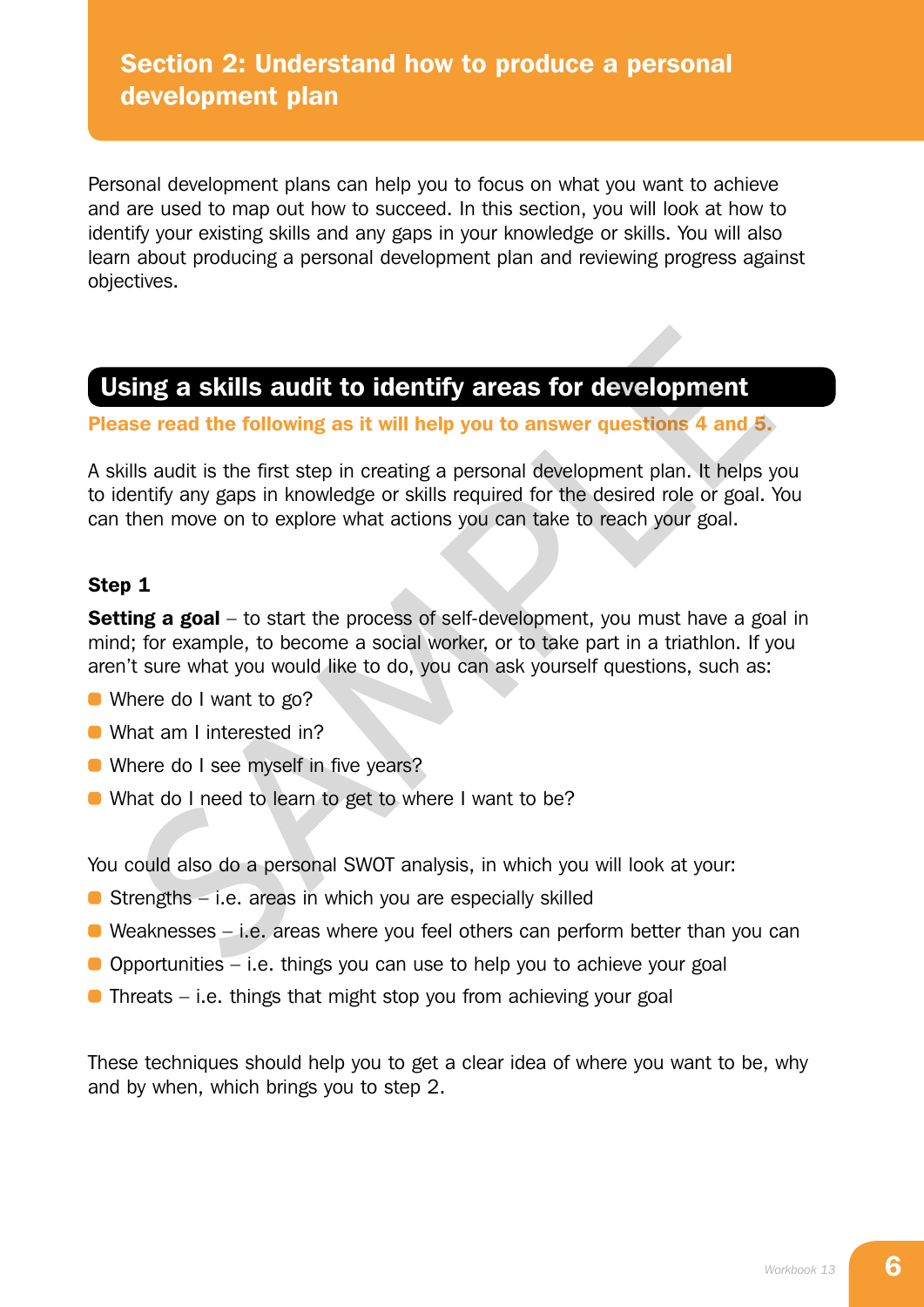## Section 2: Understand how to produce a personal development plan

Personal development plans can help you to focus on what you want to achieve and are used to map out how to succeed. In this section, you will look at how to identify your existing skills and any gaps in your knowledge or skills. You will also learn about producing a personal development plan and reviewing progress against objectives.

### Using a skills audit to identify areas for development

**Please read the following as it will help you to answer questions 4 and 5.**

A skills audit is the first step in creating a personal development plan. It helps you to identify any gaps in knowledge or skills required for the desired role or goal. You can then move on to explore what actions you can take to reach your goal.

#### Step 1

**Setting a goal** – to start the process of self-development, you must have a goal in mind; for example, to become a social worker, or to take part in a triathlon. If you aren't sure what you would like to do, you can ask yourself questions, such as:

- Where do I want to go?
- What am I interested in?
- Where do I see myself in five years?
- What do I need to learn to get to where I want to be?

You could also do a personal SWOT analysis, in which you will look at your:

- Strengths – i.e. areas in which you are especially skilled
- Weaknesses – i.e. areas where you feel others can perform better than you can
- Opportunities – i.e. things you can use to help you to achieve your goal
- Threats – i.e. things that might stop you from achieving your goal

These techniques should help you to get a clear idea of where you want to be, why and by when, which brings you to step 2.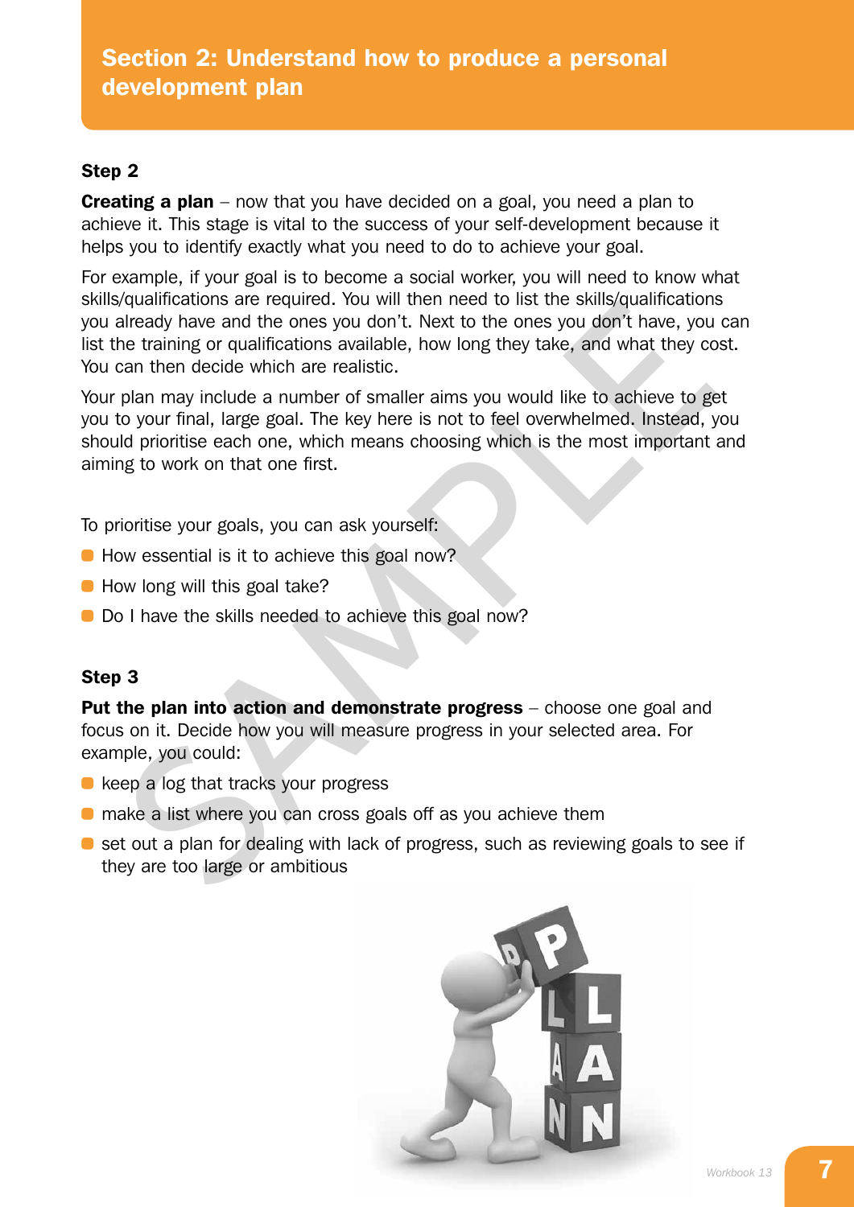## Section 2: Understand how to produce a personal development plan

### Step 2

**Creating a plan** – now that you have decided on a goal, you need a plan to achieve it. This stage is vital to the success of your self-development because it helps you to identify exactly what you need to do to achieve your goal.

For example, if your goal is to become a social worker, you will need to know what skills/qualifications are required. You will then need to list the skills/qualifications you already have and the ones you don't. Next to the ones you don't have, you can list the training or qualifications available, how long they take, and what they cost. You can then decide which are realistic.

Your plan may include a number of smaller aims you would like to achieve to get you to your final, large goal. The key here is not to feel overwhelmed. Instead, you should prioritise each one, which means choosing which is the most important and aiming to work on that one first.

To prioritise your goals, you can ask yourself:

- How essential is it to achieve this goal now?
- How long will this goal take?
- Do I have the skills needed to achieve this goal now?

### Step 3

**Put the plan into action and demonstrate progress** – choose one goal and focus on it. Decide how you will measure progress in your selected area. For example, you could:

- keep a log that tracks your progress
- make a list where you can cross goals off as you achieve them
- set out a plan for dealing with lack of progress, such as reviewing goals to see if they are too large or ambitious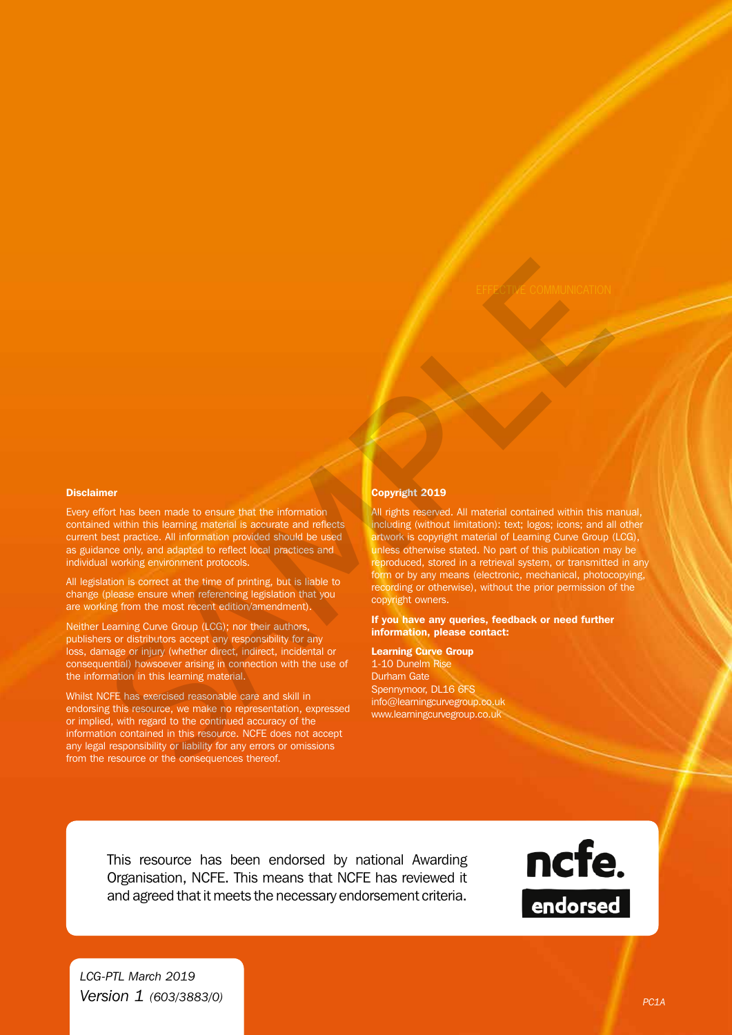EFFECTIVE COMMUNICATION

**Disclaimer**

Every effort has been made to ensure that the information contained within this learning material is accurate and reflects current best practice. All information provided should be used as guidance only, and adapted to reflect local practices and individual working environment protocols.

All legislation is correct at the time of printing, but is liable to change (please ensure when referencing legislation that you are working from the most recent edition/amendment).

Neither Learning Curve Group (LCG); nor their authors, publishers or distributors accept any responsibility for any loss, damage or injury (whether direct, indirect, incidental or consequential) howsoever arising in connection with the use of the information in this learning material.

Whilst NCFE has exercised reasonable care and skill in endorsing this resource, we make no representation, expressed or implied, with regard to the continued accuracy of the information contained in this resource. NCFE does not accept any legal responsibility or liability for any errors or omissions from the resource or the consequences thereof.

**Copyright 2019**

All rights reserved. All material contained within this manual, including (without limitation): text; logos; icons; and all other artwork is copyright material of Learning Curve Group (LCG), unless otherwise stated. No part of this publication may be reproduced, stored in a retrieval system, or transmitted in any form or by any means (electronic, mechanical, photocopying, recording or otherwise), without the prior permission of the copyright owners.

**If you have any queries, feedback or need further information, please contact:**

**Learning Curve Group**
1-10 Dunelm Rise
Durham Gate
Spennymoor, DL16 6FS
info@learningcurvegroup.co.uk
www.learningcurvegroup.co.uk

This resource has been endorsed by national Awarding Organisation, NCFE. This means that NCFE has reviewed it and agreed that it meets the necessary endorsement criteria.

ncfe. endorsed

*LCG-PTL March 2019*
*Version 1 (603/3883/0)*

*PC1A*